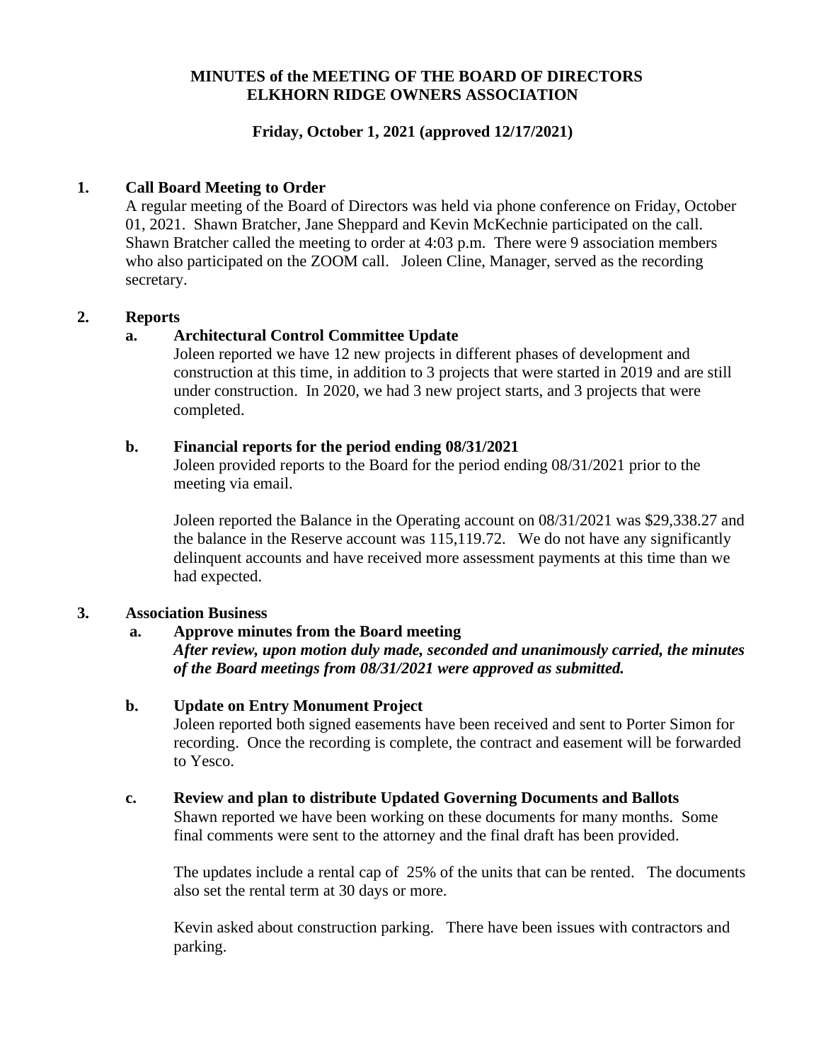**MINUTES of the MEETING OF THE BOARD OF DIRECTORS**
**ELKHORN RIDGE OWNERS ASSOCIATION**

**Friday, October 1, 2021 (approved 12/17/2021)**

## 1. Call Board Meeting to Order

A regular meeting of the Board of Directors was held via phone conference on Friday, October 01, 2021. Shawn Bratcher, Jane Sheppard and Kevin McKechnie participated on the call. Shawn Bratcher called the meeting to order at 4:03 p.m. There were 9 association members who also participated on the ZOOM call. Joleen Cline, Manager, served as the recording secretary.

## 2. Reports

### a. Architectural Control Committee Update

Joleen reported we have 12 new projects in different phases of development and construction at this time, in addition to 3 projects that were started in 2019 and are still under construction. In 2020, we had 3 new project starts, and 3 projects that were completed.

### b. Financial reports for the period ending 08/31/2021

Joleen provided reports to the Board for the period ending 08/31/2021 prior to the meeting via email.

Joleen reported the Balance in the Operating account on 08/31/2021 was $29,338.27 and the balance in the Reserve account was 115,119.72. We do not have any significantly delinquent accounts and have received more assessment payments at this time than we had expected.

## 3. Association Business

### a. Approve minutes from the Board meeting

***After review, upon motion duly made, seconded and unanimously carried, the minutes of the Board meetings from 08/31/2021 were approved as submitted.***

### b. Update on Entry Monument Project

Joleen reported both signed easements have been received and sent to Porter Simon for recording. Once the recording is complete, the contract and easement will be forwarded to Yesco.

### c. Review and plan to distribute Updated Governing Documents and Ballots

Shawn reported we have been working on these documents for many months. Some final comments were sent to the attorney and the final draft has been provided.

The updates include a rental cap of 25% of the units that can be rented. The documents also set the rental term at 30 days or more.

Kevin asked about construction parking. There have been issues with contractors and parking.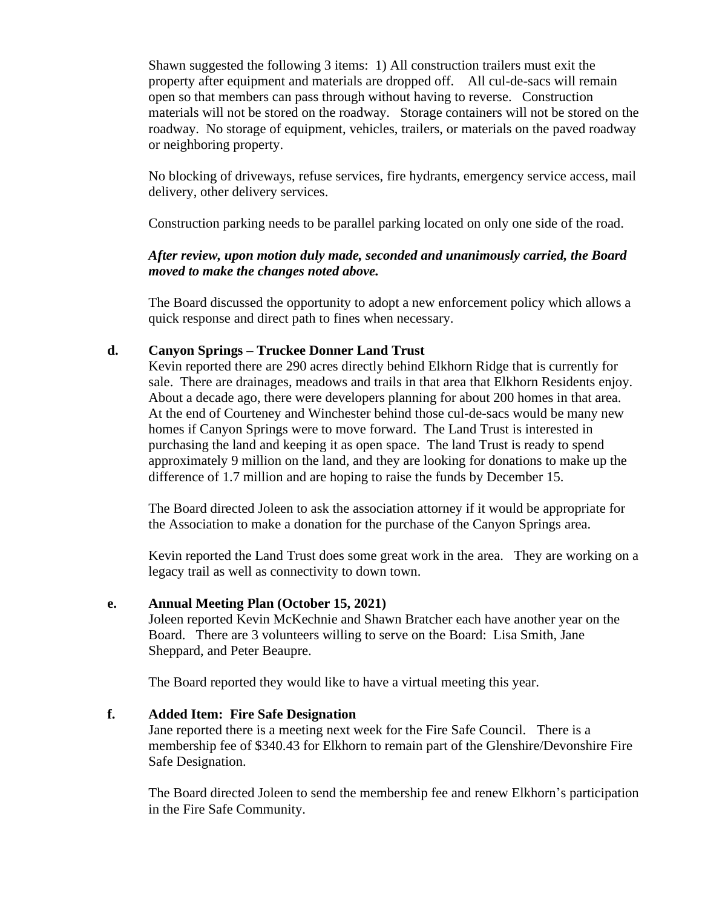Shawn suggested the following 3 items: 1) All construction trailers must exit the property after equipment and materials are dropped off. All cul-de-sacs will remain open so that members can pass through without having to reverse. Construction materials will not be stored on the roadway. Storage containers will not be stored on the roadway. No storage of equipment, vehicles, trailers, or materials on the paved roadway or neighboring property.

No blocking of driveways, refuse services, fire hydrants, emergency service access, mail delivery, other delivery services.

Construction parking needs to be parallel parking located on only one side of the road.

***After review, upon motion duly made, seconded and unanimously carried, the Board moved to make the changes noted above.***

The Board discussed the opportunity to adopt a new enforcement policy which allows a quick response and direct path to fines when necessary.

**d. Canyon Springs – Truckee Donner Land Trust**

Kevin reported there are 290 acres directly behind Elkhorn Ridge that is currently for sale. There are drainages, meadows and trails in that area that Elkhorn Residents enjoy. About a decade ago, there were developers planning for about 200 homes in that area. At the end of Courteney and Winchester behind those cul-de-sacs would be many new homes if Canyon Springs were to move forward. The Land Trust is interested in purchasing the land and keeping it as open space. The land Trust is ready to spend approximately 9 million on the land, and they are looking for donations to make up the difference of 1.7 million and are hoping to raise the funds by December 15.

The Board directed Joleen to ask the association attorney if it would be appropriate for the Association to make a donation for the purchase of the Canyon Springs area.

Kevin reported the Land Trust does some great work in the area. They are working on a legacy trail as well as connectivity to down town.

**e. Annual Meeting Plan (October 15, 2021)**

Joleen reported Kevin McKechnie and Shawn Bratcher each have another year on the Board. There are 3 volunteers willing to serve on the Board: Lisa Smith, Jane Sheppard, and Peter Beaupre.

The Board reported they would like to have a virtual meeting this year.

**f. Added Item: Fire Safe Designation**

Jane reported there is a meeting next week for the Fire Safe Council. There is a membership fee of $340.43 for Elkhorn to remain part of the Glenshire/Devonshire Fire Safe Designation.

The Board directed Joleen to send the membership fee and renew Elkhorn's participation in the Fire Safe Community.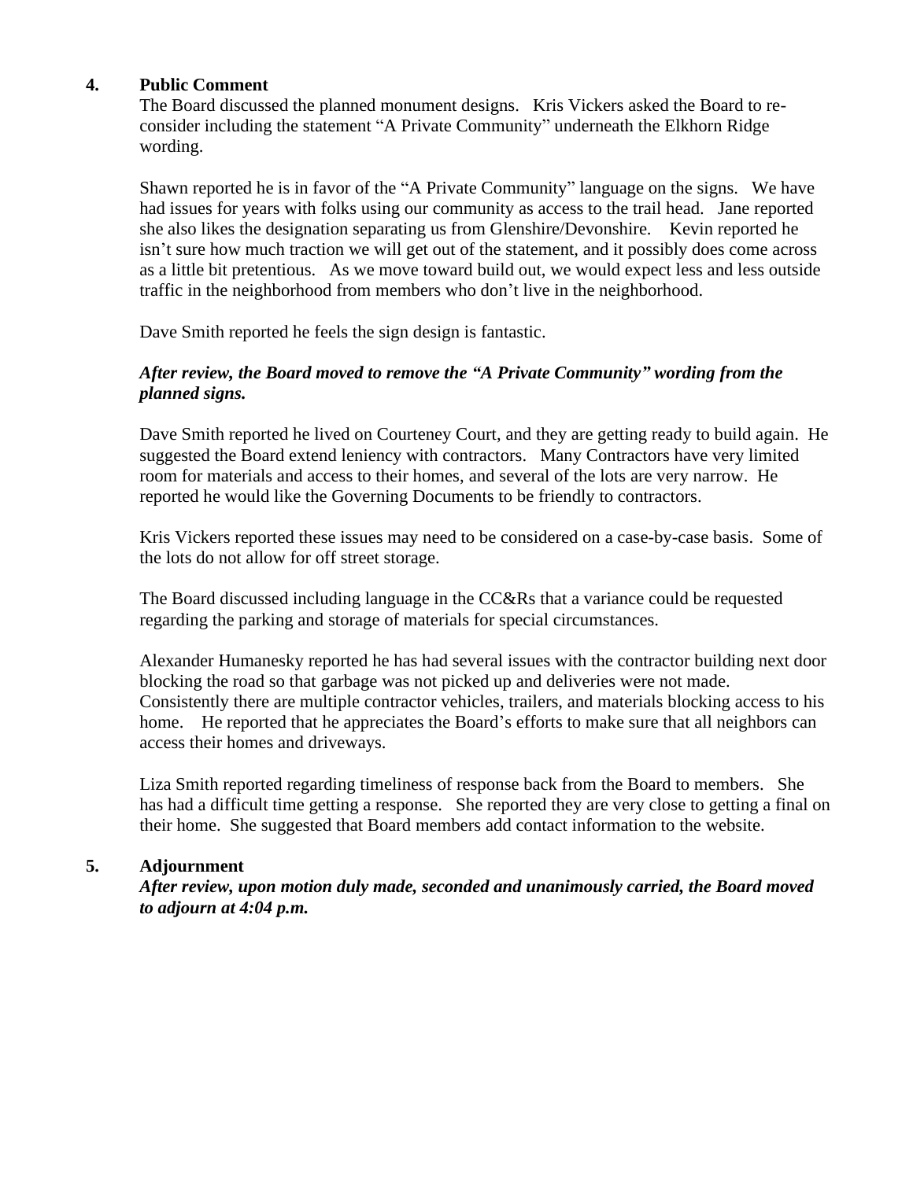## 4. Public Comment

The Board discussed the planned monument designs. Kris Vickers asked the Board to re-consider including the statement "A Private Community" underneath the Elkhorn Ridge wording.

Shawn reported he is in favor of the "A Private Community" language on the signs. We have had issues for years with folks using our community as access to the trail head. Jane reported she also likes the designation separating us from Glenshire/Devonshire. Kevin reported he isn't sure how much traction we will get out of the statement, and it possibly does come across as a little bit pretentious. As we move toward build out, we would expect less and less outside traffic in the neighborhood from members who don't live in the neighborhood.

Dave Smith reported he feels the sign design is fantastic.

***After review, the Board moved to remove the "A Private Community" wording from the planned signs.***

Dave Smith reported he lived on Courteney Court, and they are getting ready to build again. He suggested the Board extend leniency with contractors. Many Contractors have very limited room for materials and access to their homes, and several of the lots are very narrow. He reported he would like the Governing Documents to be friendly to contractors.

Kris Vickers reported these issues may need to be considered on a case-by-case basis. Some of the lots do not allow for off street storage.

The Board discussed including language in the CC&Rs that a variance could be requested regarding the parking and storage of materials for special circumstances.

Alexander Humanesky reported he has had several issues with the contractor building next door blocking the road so that garbage was not picked up and deliveries were not made. Consistently there are multiple contractor vehicles, trailers, and materials blocking access to his home. He reported that he appreciates the Board's efforts to make sure that all neighbors can access their homes and driveways.

Liza Smith reported regarding timeliness of response back from the Board to members. She has had a difficult time getting a response. She reported they are very close to getting a final on their home. She suggested that Board members add contact information to the website.

## 5. Adjournment

***After review, upon motion duly made, seconded and unanimously carried, the Board moved to adjourn at 4:04 p.m.***